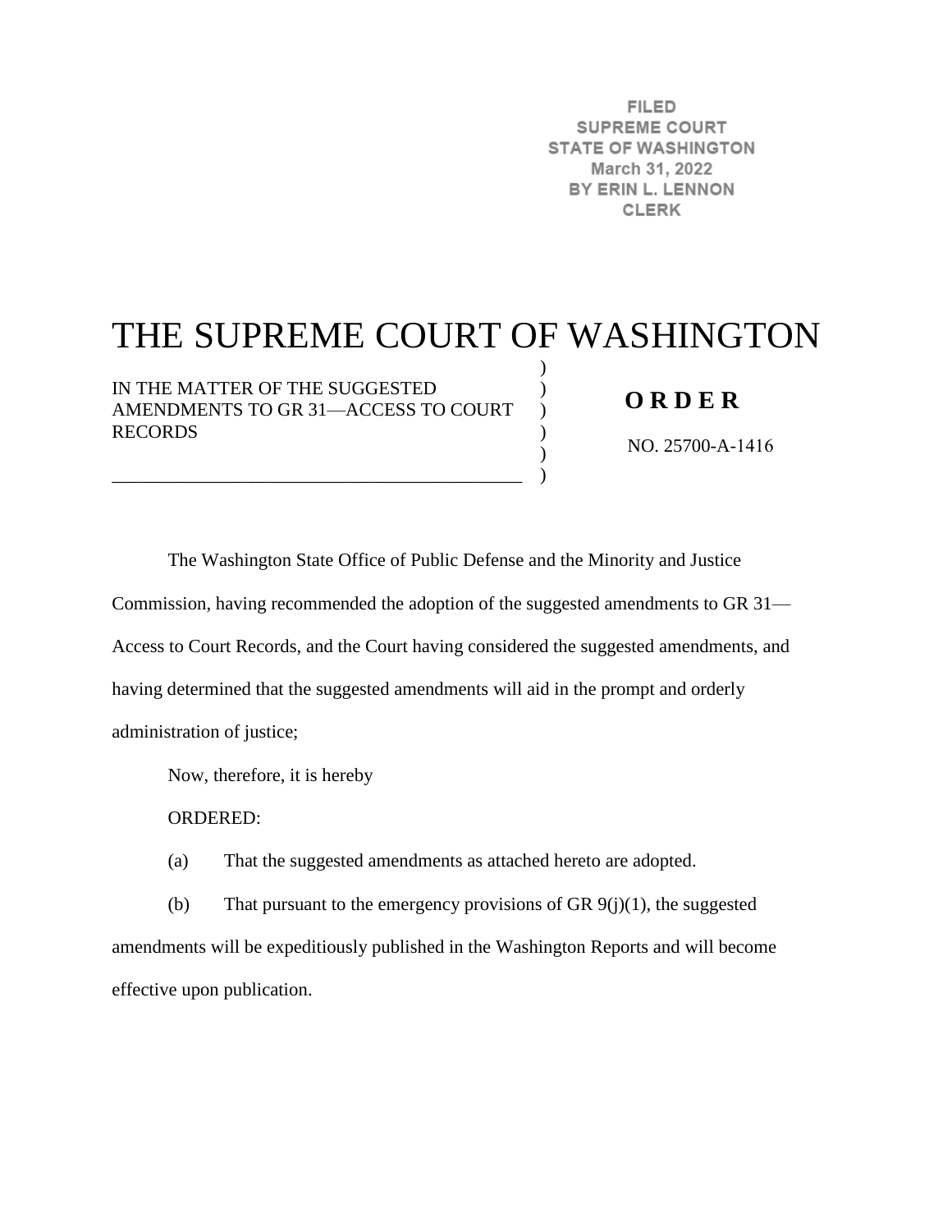FILED
SUPREME COURT
STATE OF WASHINGTON
March 31, 2022
BY ERIN L. LENNON
CLERK

# THE SUPREME COURT OF WASHINGTON

IN THE MATTER OF THE SUGGESTED AMENDMENTS TO GR 31—ACCESS TO COURT RECORDS

**O R D E R**

NO. 25700-A-1416

The Washington State Office of Public Defense and the Minority and Justice Commission, having recommended the adoption of the suggested amendments to GR 31—Access to Court Records, and the Court having considered the suggested amendments, and having determined that the suggested amendments will aid in the prompt and orderly administration of justice;

Now, therefore, it is hereby

ORDERED:

(a) That the suggested amendments as attached hereto are adopted.

(b) That pursuant to the emergency provisions of GR 9(j)(1), the suggested amendments will be expeditiously published in the Washington Reports and will become effective upon publication.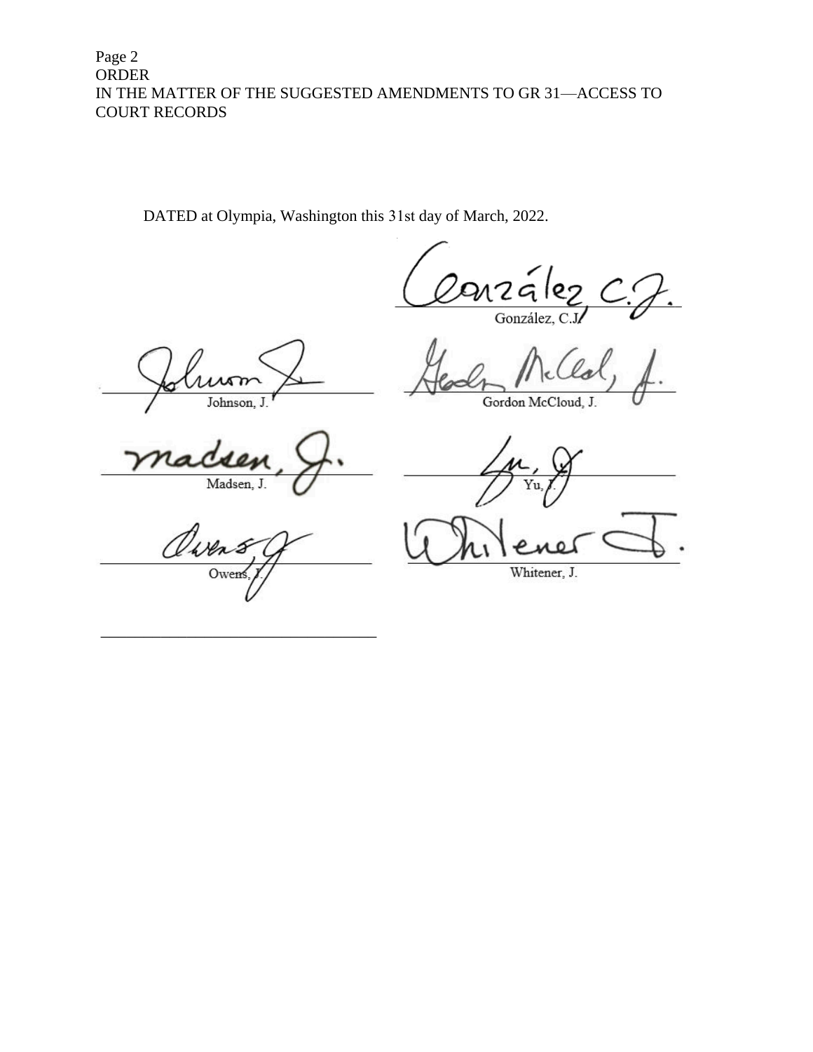DATED at Olympia, Washington this 31st day of March, 2022.

González, C.J.

Johnson, J.

Gordon McCloud, J.

Madsen, J.

Yu, J.

Owens, J.

Whitener, J.

\_\_\_\_\_\_\_\_\_\_\_\_\_\_\_\_\_\_\_\_\_\_\_\_\_\_\_\_\_\_\_\_\_\_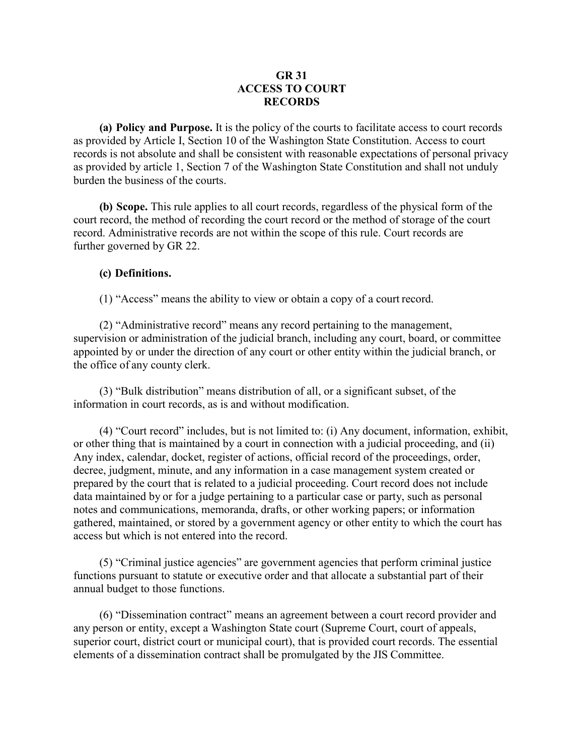# GR 31
# ACCESS TO COURT RECORDS

**(a) Policy and Purpose.** It is the policy of the courts to facilitate access to court records as provided by Article I, Section 10 of the Washington State Constitution. Access to court records is not absolute and shall be consistent with reasonable expectations of personal privacy as provided by article 1, Section 7 of the Washington State Constitution and shall not unduly burden the business of the courts.

**(b) Scope.** This rule applies to all court records, regardless of the physical form of the court record, the method of recording the court record or the method of storage of the court record. Administrative records are not within the scope of this rule. Court records are further governed by GR 22.

**(c) Definitions.**

(1) "Access" means the ability to view or obtain a copy of a court record.

(2) "Administrative record" means any record pertaining to the management, supervision or administration of the judicial branch, including any court, board, or committee appointed by or under the direction of any court or other entity within the judicial branch, or the office of any county clerk.

(3) "Bulk distribution" means distribution of all, or a significant subset, of the information in court records, as is and without modification.

(4) "Court record" includes, but is not limited to: (i) Any document, information, exhibit, or other thing that is maintained by a court in connection with a judicial proceeding, and (ii) Any index, calendar, docket, register of actions, official record of the proceedings, order, decree, judgment, minute, and any information in a case management system created or prepared by the court that is related to a judicial proceeding. Court record does not include data maintained by or for a judge pertaining to a particular case or party, such as personal notes and communications, memoranda, drafts, or other working papers; or information gathered, maintained, or stored by a government agency or other entity to which the court has access but which is not entered into the record.

(5) "Criminal justice agencies" are government agencies that perform criminal justice functions pursuant to statute or executive order and that allocate a substantial part of their annual budget to those functions.

(6) "Dissemination contract" means an agreement between a court record provider and any person or entity, except a Washington State court (Supreme Court, court of appeals, superior court, district court or municipal court), that is provided court records. The essential elements of a dissemination contract shall be promulgated by the JIS Committee.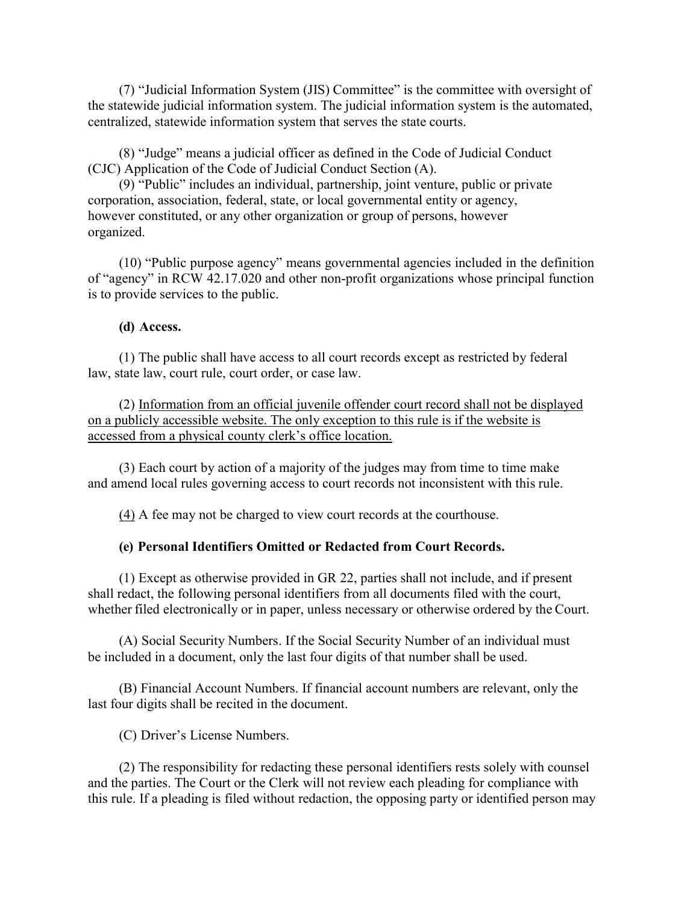(7) "Judicial Information System (JIS) Committee" is the committee with oversight of the statewide judicial information system. The judicial information system is the automated, centralized, statewide information system that serves the state courts.

(8) "Judge" means a judicial officer as defined in the Code of Judicial Conduct (CJC) Application of the Code of Judicial Conduct Section (A).

(9) "Public" includes an individual, partnership, joint venture, public or private corporation, association, federal, state, or local governmental entity or agency, however constituted, or any other organization or group of persons, however organized.

(10) "Public purpose agency" means governmental agencies included in the definition of "agency" in RCW 42.17.020 and other non-profit organizations whose principal function is to provide services to the public.

**(d) Access.**

(1) The public shall have access to all court records except as restricted by federal law, state law, court rule, court order, or case law.

(2) <u>Information from an official juvenile offender court record shall not be displayed on a publicly accessible website. The only exception to this rule is if the website is accessed from a physical county clerk's office location.</u>

(3) Each court by action of a majority of the judges may from time to time make and amend local rules governing access to court records not inconsistent with this rule.

<u>(4)</u> A fee may not be charged to view court records at the courthouse.

**(e) Personal Identifiers Omitted or Redacted from Court Records.**

(1) Except as otherwise provided in GR 22, parties shall not include, and if present shall redact, the following personal identifiers from all documents filed with the court, whether filed electronically or in paper, unless necessary or otherwise ordered by the Court.

(A) Social Security Numbers. If the Social Security Number of an individual must be included in a document, only the last four digits of that number shall be used.

(B) Financial Account Numbers. If financial account numbers are relevant, only the last four digits shall be recited in the document.

(C) Driver's License Numbers.

(2) The responsibility for redacting these personal identifiers rests solely with counsel and the parties. The Court or the Clerk will not review each pleading for compliance with this rule. If a pleading is filed without redaction, the opposing party or identified person may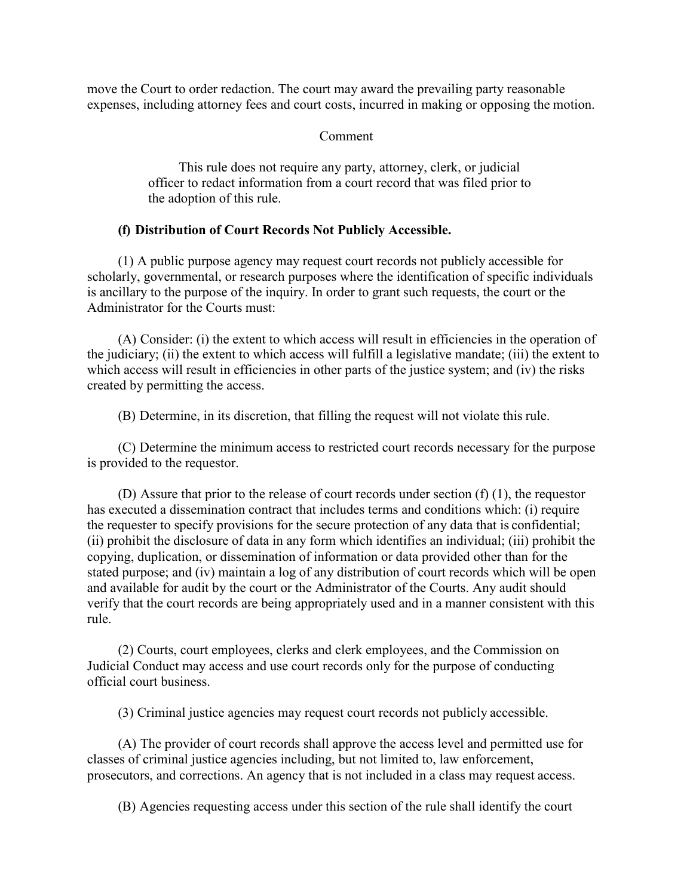move the Court to order redaction. The court may award the prevailing party reasonable expenses, including attorney fees and court costs, incurred in making or opposing the motion.

Comment

> This rule does not require any party, attorney, clerk, or judicial officer to redact information from a court record that was filed prior to the adoption of this rule.

**(f) Distribution of Court Records Not Publicly Accessible.**

(1) A public purpose agency may request court records not publicly accessible for scholarly, governmental, or research purposes where the identification of specific individuals is ancillary to the purpose of the inquiry. In order to grant such requests, the court or the Administrator for the Courts must:

(A) Consider: (i) the extent to which access will result in efficiencies in the operation of the judiciary; (ii) the extent to which access will fulfill a legislative mandate; (iii) the extent to which access will result in efficiencies in other parts of the justice system; and (iv) the risks created by permitting the access.

(B) Determine, in its discretion, that filling the request will not violate this rule.

(C) Determine the minimum access to restricted court records necessary for the purpose is provided to the requestor.

(D) Assure that prior to the release of court records under section (f) (1), the requestor has executed a dissemination contract that includes terms and conditions which: (i) require the requester to specify provisions for the secure protection of any data that is confidential; (ii) prohibit the disclosure of data in any form which identifies an individual; (iii) prohibit the copying, duplication, or dissemination of information or data provided other than for the stated purpose; and (iv) maintain a log of any distribution of court records which will be open and available for audit by the court or the Administrator of the Courts. Any audit should verify that the court records are being appropriately used and in a manner consistent with this rule.

(2) Courts, court employees, clerks and clerk employees, and the Commission on Judicial Conduct may access and use court records only for the purpose of conducting official court business.

(3) Criminal justice agencies may request court records not publicly accessible.

(A) The provider of court records shall approve the access level and permitted use for classes of criminal justice agencies including, but not limited to, law enforcement, prosecutors, and corrections. An agency that is not included in a class may request access.

(B) Agencies requesting access under this section of the rule shall identify the court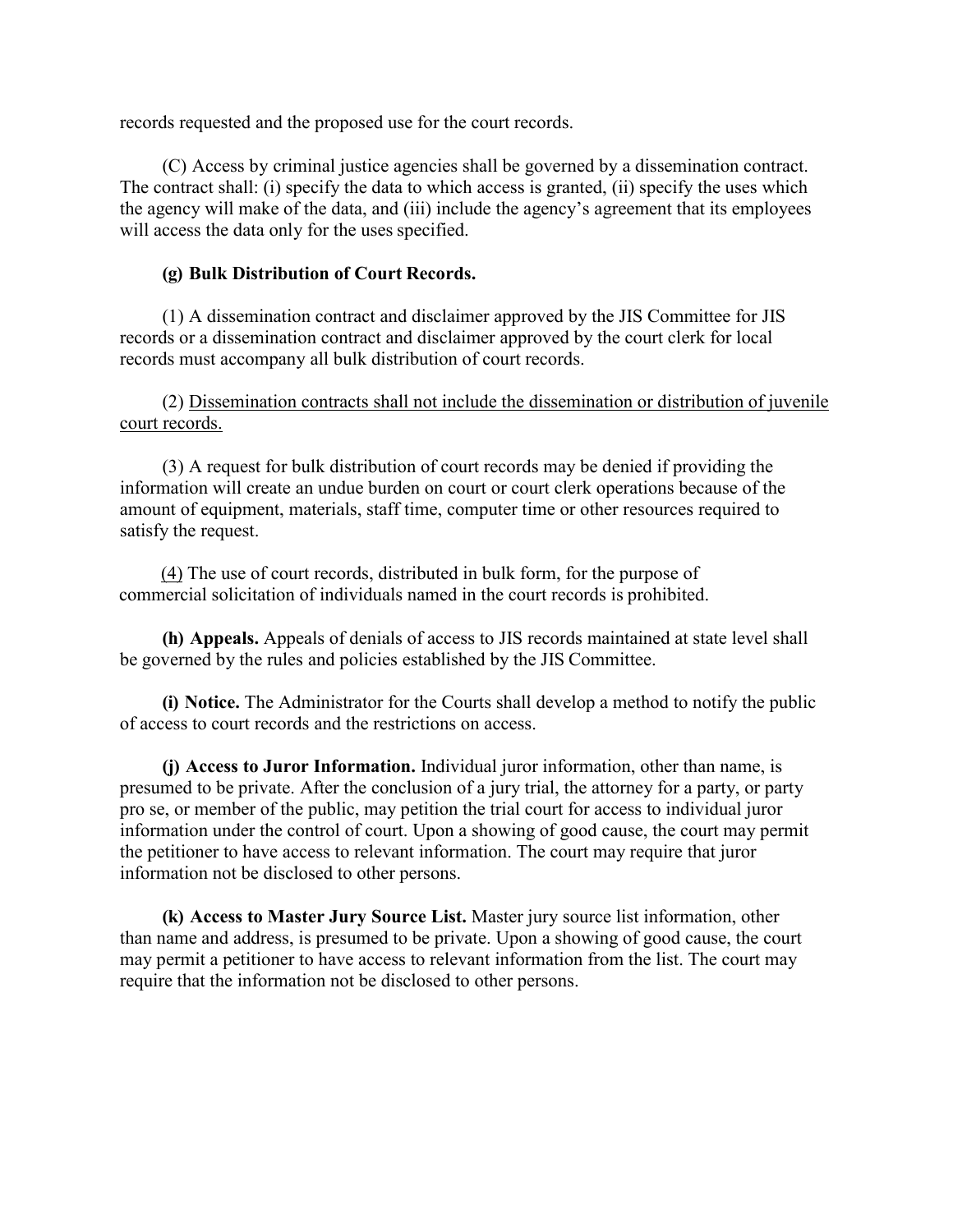records requested and the proposed use for the court records.

(C) Access by criminal justice agencies shall be governed by a dissemination contract. The contract shall: (i) specify the data to which access is granted, (ii) specify the uses which the agency will make of the data, and (iii) include the agency's agreement that its employees will access the data only for the uses specified.

**(g) Bulk Distribution of Court Records.**

(1) A dissemination contract and disclaimer approved by the JIS Committee for JIS records or a dissemination contract and disclaimer approved by the court clerk for local records must accompany all bulk distribution of court records.

(2) <u>Dissemination contracts shall not include the dissemination or distribution of juvenile court records.</u>

(3) A request for bulk distribution of court records may be denied if providing the information will create an undue burden on court or court clerk operations because of the amount of equipment, materials, staff time, computer time or other resources required to satisfy the request.

<u>(4)</u> The use of court records, distributed in bulk form, for the purpose of commercial solicitation of individuals named in the court records is prohibited.

**(h) Appeals.** Appeals of denials of access to JIS records maintained at state level shall be governed by the rules and policies established by the JIS Committee.

**(i) Notice.** The Administrator for the Courts shall develop a method to notify the public of access to court records and the restrictions on access.

**(j) Access to Juror Information.** Individual juror information, other than name, is presumed to be private. After the conclusion of a jury trial, the attorney for a party, or party pro se, or member of the public, may petition the trial court for access to individual juror information under the control of court. Upon a showing of good cause, the court may permit the petitioner to have access to relevant information. The court may require that juror information not be disclosed to other persons.

**(k) Access to Master Jury Source List.** Master jury source list information, other than name and address, is presumed to be private. Upon a showing of good cause, the court may permit a petitioner to have access to relevant information from the list. The court may require that the information not be disclosed to other persons.